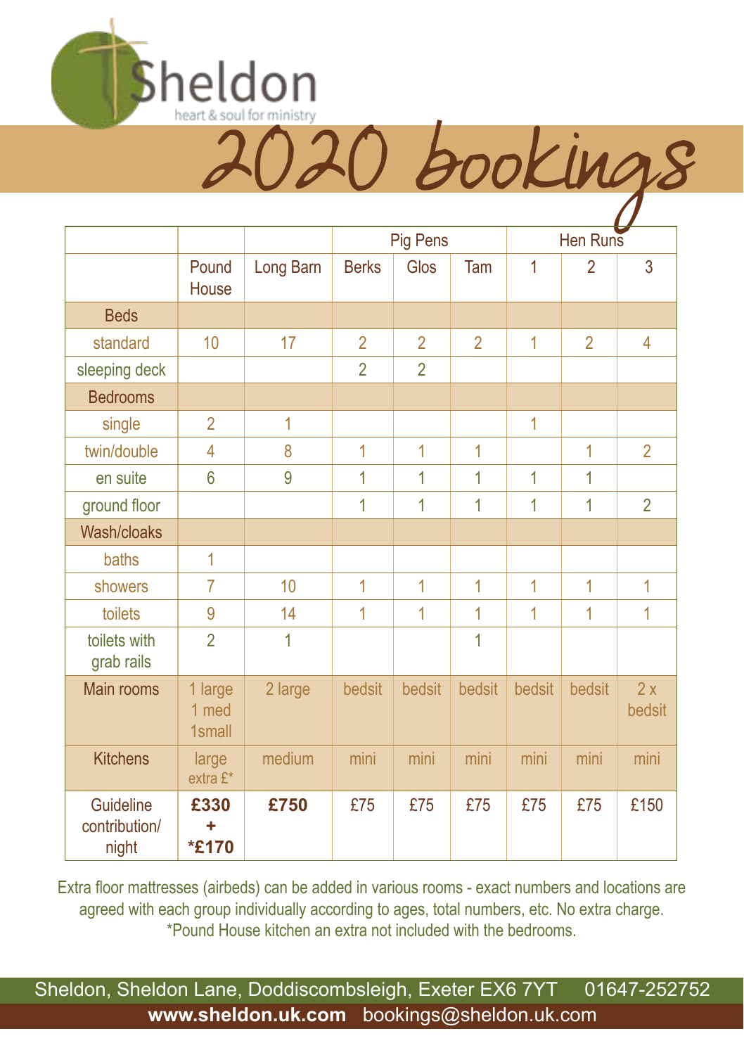# Sheldon

heart & soul for ministry

## 2020 bookings

| | Pound House | Long Barn | Pig Pens | | | Hen Runs | | |
|---|---|---|---|---|---|---|---|---|
| | | | Berks | Glos | Tam | 1 | 2 | 3 |
| **Beds** | | | | | | | | |
| standard | 10 | 17 | 2 | 2 | 2 | 1 | 2 | 4 |
| sleeping deck | | | 2 | 2 | | | | |
| **Bedrooms** | | | | | | | | |
| single | 2 | 1 | | | | 1 | | |
| twin/double | 4 | 8 | 1 | 1 | 1 | | 1 | 2 |
| en suite | 6 | 9 | 1 | 1 | 1 | 1 | 1 | |
| ground floor | | | 1 | 1 | 1 | 1 | 1 | 2 |
| **Wash/cloaks** | | | | | | | | |
| baths | 1 | | | | | | | |
| showers | 7 | 10 | 1 | 1 | 1 | 1 | 1 | 1 |
| toilets | 9 | 14 | 1 | 1 | 1 | 1 | 1 | 1 |
| toilets with grab rails | 2 | 1 | | | 1 | | | |
| Main rooms | 1 large 1 med 1small | 2 large | bedsit | bedsit | bedsit | bedsit | bedsit | 2 x bedsit |
| Kitchens | large extra £* | medium | mini | mini | mini | mini | mini | mini |
| Guideline contribution/ night | **£330 + *£170** | **£750** | £75 | £75 | £75 | £75 | £75 | £150 |

Extra floor mattresses (airbeds) can be added in various rooms - exact numbers and locations are agreed with each group individually according to ages, total numbers, etc. No extra charge.
*Pound House kitchen an extra not included with the bedrooms.

Sheldon, Sheldon Lane, Doddiscombsleigh, Exeter EX6 7YT 01647-252752
**www.sheldon.uk.com** bookings@sheldon.uk.com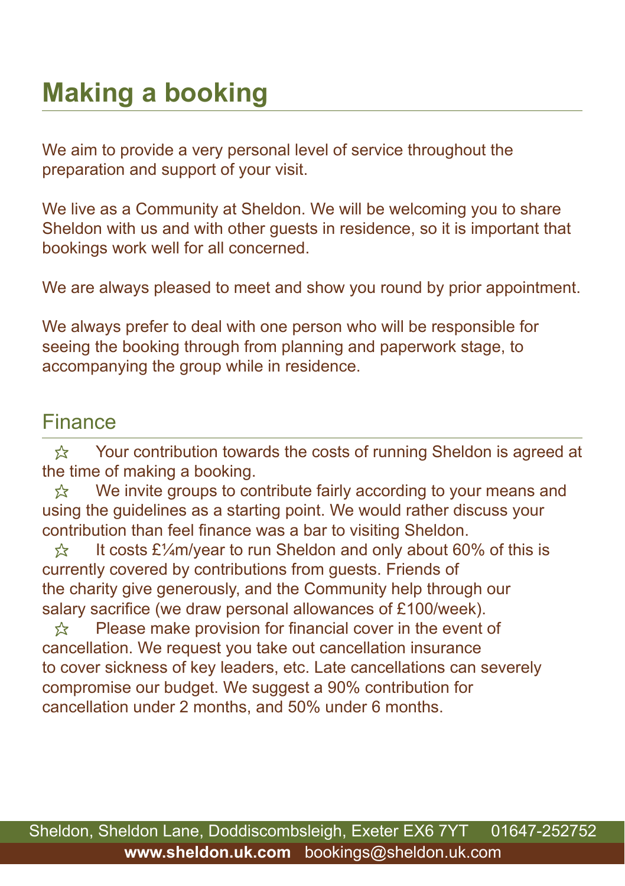# Making a booking

We aim to provide a very personal level of service throughout the preparation and support of your visit.

We live as a Community at Sheldon. We will be welcoming you to share Sheldon with us and with other guests in residence, so it is important that bookings work well for all concerned.

We are always pleased to meet and show you round by prior appointment.

We always prefer to deal with one person who will be responsible for seeing the booking through from planning and paperwork stage, to accompanying the group while in residence.

## Finance

- ☆ Your contribution towards the costs of running Sheldon is agreed at the time of making a booking.
- ☆ We invite groups to contribute fairly according to your means and using the guidelines as a starting point. We would rather discuss your contribution than feel finance was a bar to visiting Sheldon.
- ☆ It costs £¼m/year to run Sheldon and only about 60% of this is currently covered by contributions from guests. Friends of the charity give generously, and the Community help through our salary sacrifice (we draw personal allowances of £100/week).
- ☆ Please make provision for financial cover in the event of cancellation. We request you take out cancellation insurance to cover sickness of key leaders, etc. Late cancellations can severely compromise our budget. We suggest a 90% contribution for cancellation under 2 months, and 50% under 6 months.

Sheldon, Sheldon Lane, Doddiscombsleigh, Exeter EX6 7YT 01647-252752
**www.sheldon.uk.com** bookings@sheldon.uk.com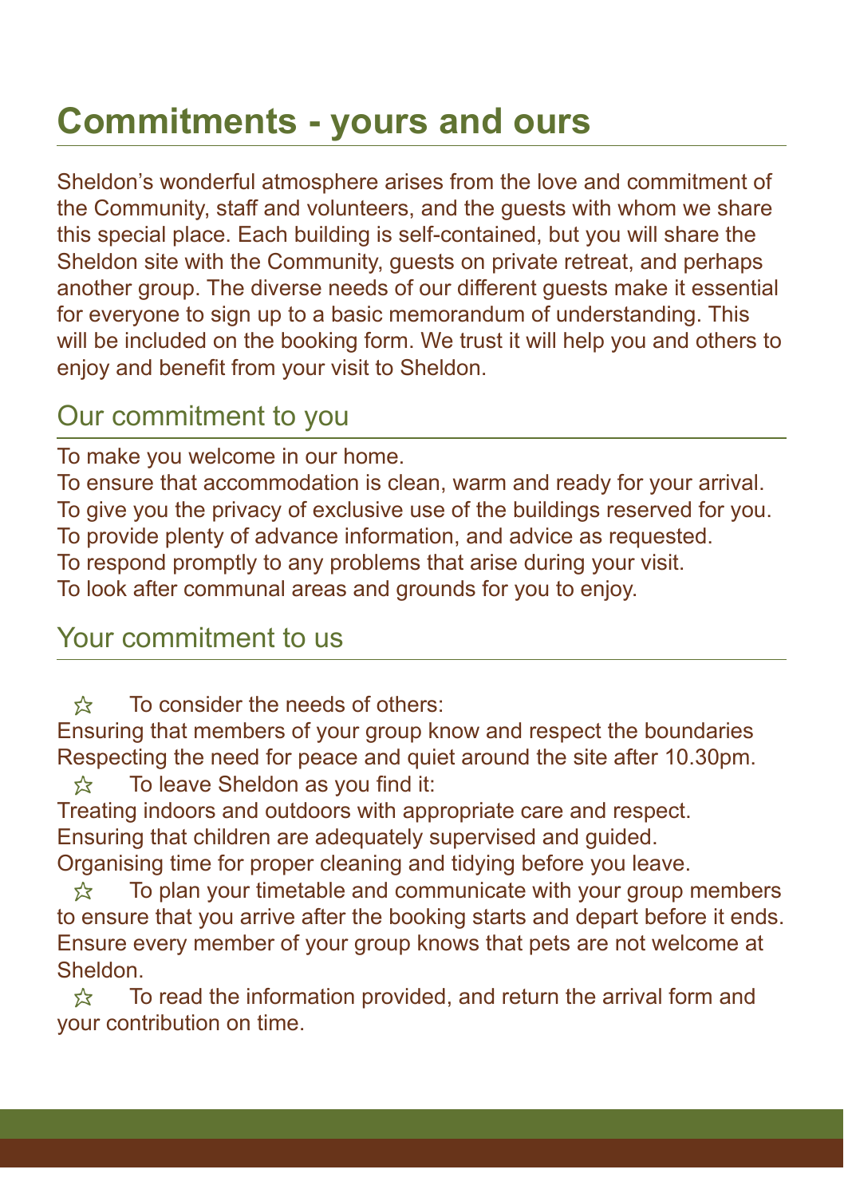# Commitments - yours and ours

Sheldon's wonderful atmosphere arises from the love and commitment of the Community, staff and volunteers, and the guests with whom we share this special place. Each building is self-contained, but you will share the Sheldon site with the Community, guests on private retreat, and perhaps another group. The diverse needs of our different guests make it essential for everyone to sign up to a basic memorandum of understanding. This will be included on the booking form. We trust it will help you and others to enjoy and benefit from your visit to Sheldon.

## Our commitment to you

To make you welcome in our home.
To ensure that accommodation is clean, warm and ready for your arrival.
To give you the privacy of exclusive use of the buildings reserved for you.
To provide plenty of advance information, and advice as requested.
To respond promptly to any problems that arise during your visit.
To look after communal areas and grounds for you to enjoy.

## Your commitment to us

☆ To consider the needs of others:
Ensuring that members of your group know and respect the boundaries
Respecting the need for peace and quiet around the site after 10.30pm.

☆ To leave Sheldon as you find it:
Treating indoors and outdoors with appropriate care and respect.
Ensuring that children are adequately supervised and guided.
Organising time for proper cleaning and tidying before you leave.

☆ To plan your timetable and communicate with your group members to ensure that you arrive after the booking starts and depart before it ends.
Ensure every member of your group knows that pets are not welcome at Sheldon.

☆ To read the information provided, and return the arrival form and your contribution on time.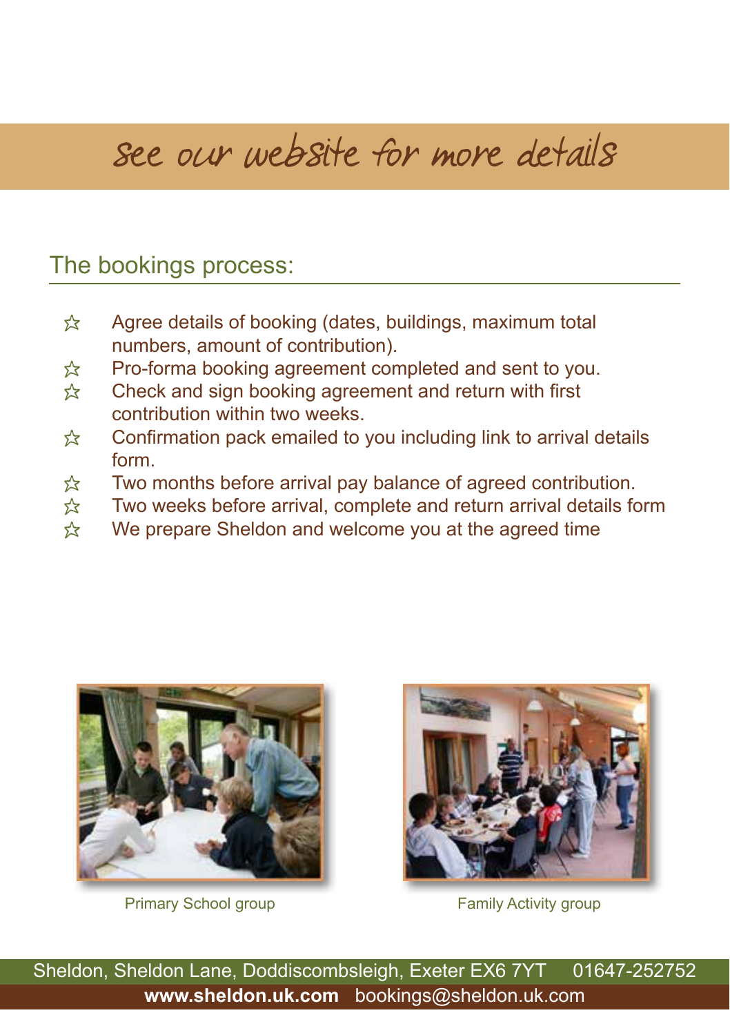## see our website for more details

### The bookings process:

- Agree details of booking (dates, buildings, maximum total numbers, amount of contribution).
- Pro-forma booking agreement completed and sent to you.
- Check and sign booking agreement and return with first contribution within two weeks.
- Confirmation pack emailed to you including link to arrival details form.
- Two months before arrival pay balance of agreed contribution.
- Two weeks before arrival, complete and return arrival details form
- We prepare Sheldon and welcome you at the agreed time

Primary School group

Family Activity group

Sheldon, Sheldon Lane, Doddiscombsleigh, Exeter EX6 7YT 01647-252752

**www.sheldon.uk.com** bookings@sheldon.uk.com